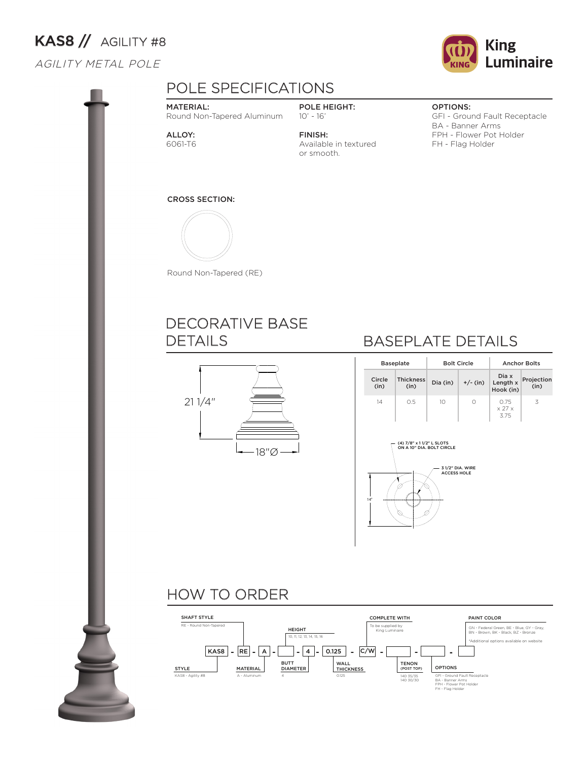# KAS8 // AGILITY #8

*AGILITY METAL POLE*

King Luminaire

## POLE SPECIFICATIONS

**MATERIAL:**
Round Non-Tapered Aluminum

**ALLOY:**
6061-T6

**POLE HEIGHT:**
10' - 16'

**FINISH:**
Available in textured or smooth.

**OPTIONS:**
GFI - Ground Fault Receptacle
BA - Banner Arms
FPH - Flower Pot Holder
FH - Flag Holder

**CROSS SECTION:**

Round Non-Tapered (RE)

## DECORATIVE BASE DETAILS

21 1/4"

18"Ø

## BASEPLATE DETAILS

| Baseplate | | Bolt Circle | | Anchor Bolts | |
|---|---|---|---|---|---|
| Circle (in) | Thickness (in) | Dia (in) | +/- (in) | Dia x Length x Hook (in) | Projection (in) |
| 14 | 0.5 | 10 | 0 | 0.75 x 27 x 3.75 | 3 |

(4) 7/8" x 1 1/2" L SLOTS ON A 10" DIA. BOLT CIRCLE

3 1/2" DIA. WIRE ACCESS HOLE

14"

## HOW TO ORDER

KAS8 - RE - A - [HEIGHT] - 4 - 0.125 - C/W - [TENON] - [OPTIONS] - [PAINT COLOR]

**STYLE**
KAS8 - Agility #8

**SHAFT STYLE**
RE - Round Non-Tapered

**MATERIAL**
A - Aluminum

**HEIGHT**
10, 11, 12, 13, 14, 15, 16

**BUTT DIAMETER**
4

**WALL THICKNESS**
0.125

**COMPLETE WITH**
To be supplied by King Luminaire

**TENON (POST TOP)**
140 35/35
140 30/30

**OPTIONS**
GFI - Ground Fault Receptacle
BA - Banner Arms
FPH - Flower Pot Holder
FH - Flag Holder

**PAINT COLOR**
GN - Federal Green, BE - Blue, GY - Gray, BN - Brown, BK - Black, BZ - Bronze

*Additional options available on website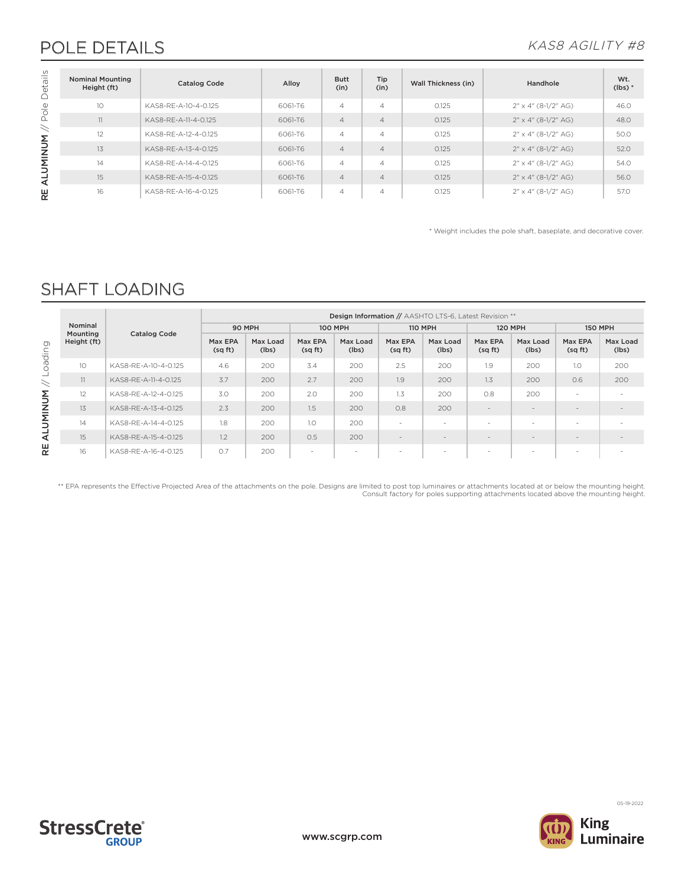# POLE DETAILS

*KAS8 AGILITY #8*

RE ALUMINUM // Pole Details

| Nominal Mounting Height (ft) | Catalog Code | Alloy | Butt (in) | Tip (in) | Wall Thickness (in) | Handhole | Wt. (lbs) * |
|---|---|---|---|---|---|---|---|
| 10 | KAS8-RE-A-10-4-0.125 | 6061-T6 | 4 | 4 | 0.125 | 2" x 4" (8-1/2" AG) | 46.0 |
| 11 | KAS8-RE-A-11-4-0.125 | 6061-T6 | 4 | 4 | 0.125 | 2" x 4" (8-1/2" AG) | 48.0 |
| 12 | KAS8-RE-A-12-4-0.125 | 6061-T6 | 4 | 4 | 0.125 | 2" x 4" (8-1/2" AG) | 50.0 |
| 13 | KAS8-RE-A-13-4-0.125 | 6061-T6 | 4 | 4 | 0.125 | 2" x 4" (8-1/2" AG) | 52.0 |
| 14 | KAS8-RE-A-14-4-0.125 | 6061-T6 | 4 | 4 | 0.125 | 2" x 4" (8-1/2" AG) | 54.0 |
| 15 | KAS8-RE-A-15-4-0.125 | 6061-T6 | 4 | 4 | 0.125 | 2" x 4" (8-1/2" AG) | 56.0 |
| 16 | KAS8-RE-A-16-4-0.125 | 6061-T6 | 4 | 4 | 0.125 | 2" x 4" (8-1/2" AG) | 57.0 |

* Weight includes the pole shaft, baseplate, and decorative cover.

# SHAFT LOADING

RE ALUMINUM // Loading

| Nominal Mounting Height (ft) | Catalog Code | **Design Information //** AASHTO LTS-6, Latest Revision ** | | | | | | | | | |
|---|---|---|---|---|---|---|---|---|---|---|---|
| | | 90 MPH | | 100 MPH | | 110 MPH | | 120 MPH | | 150 MPH | |
| | | Max EPA (sq ft) | Max Load (lbs) | Max EPA (sq ft) | Max Load (lbs) | Max EPA (sq ft) | Max Load (lbs) | Max EPA (sq ft) | Max Load (lbs) | Max EPA (sq ft) | Max Load (lbs) |
| 10 | KAS8-RE-A-10-4-0.125 | 4.6 | 200 | 3.4 | 200 | 2.5 | 200 | 1.9 | 200 | 1.0 | 200 |
| 11 | KAS8-RE-A-11-4-0.125 | 3.7 | 200 | 2.7 | 200 | 1.9 | 200 | 1.3 | 200 | 0.6 | 200 |
| 12 | KAS8-RE-A-12-4-0.125 | 3.0 | 200 | 2.0 | 200 | 1.3 | 200 | 0.8 | 200 | - | - |
| 13 | KAS8-RE-A-13-4-0.125 | 2.3 | 200 | 1.5 | 200 | 0.8 | 200 | - | - | - | - |
| 14 | KAS8-RE-A-14-4-0.125 | 1.8 | 200 | 1.0 | 200 | - | - | - | - | - | - |
| 15 | KAS8-RE-A-15-4-0.125 | 1.2 | 200 | 0.5 | 200 | - | - | - | - | - | - |
| 16 | KAS8-RE-A-16-4-0.125 | 0.7 | 200 | - | - | - | - | - | - | - | - |

** EPA represents the Effective Projected Area of the attachments on the pole. Designs are limited to post top luminaires or attachments located at or below the mounting height. Consult factory for poles supporting attachments located above the mounting height.

05-19-2022

StressCrete GROUP

www.scgrp.com

King Luminaire